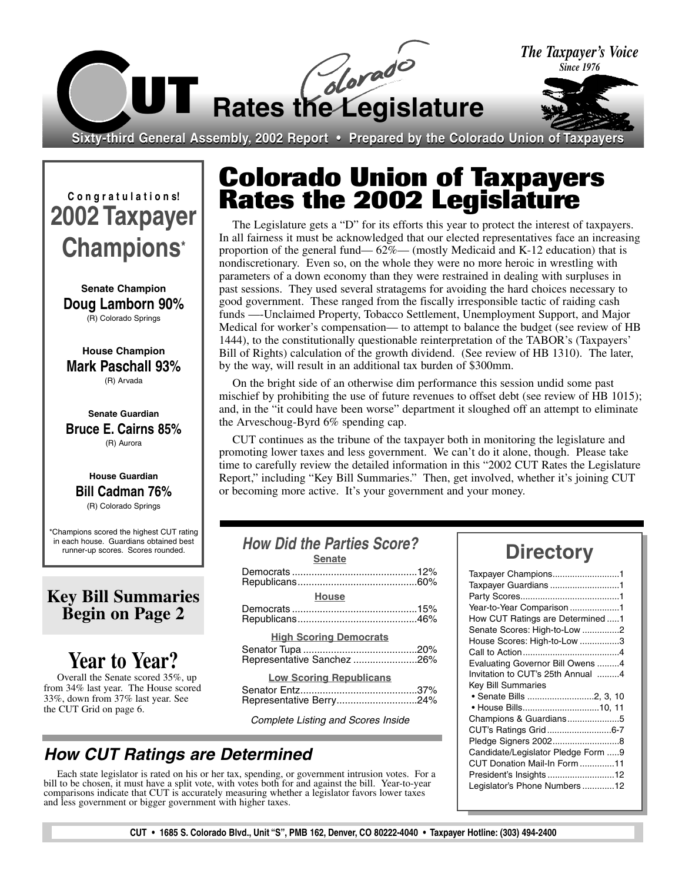# CUT Rates the Colorado Legislature

*The Taxpayer's Voice*
*Since 1976*

**Sixty-third General Assembly, 2002 Report • Prepared by the Colorado Union of Taxpayers**

## Colorado Union of Taxpayers Rates the 2002 Legislature

The Legislature gets a "D" for its efforts this year to protect the interest of taxpayers. In all fairness it must be acknowledged that our elected representatives face an increasing proportion of the general fund— 62%— (mostly Medicaid and K-12 education) that is nondiscretionary. Even so, on the whole they were no more heroic in wrestling with parameters of a down economy than they were restrained in dealing with surpluses in past sessions. They used several stratagems for avoiding the hard choices necessary to good government. These ranged from the fiscally irresponsible tactic of raiding cash funds —-Unclaimed Property, Tobacco Settlement, Unemployment Support, and Major Medical for worker's compensation— to attempt to balance the budget (see review of HB 1444), to the constitutionally questionable reinterpretation of the TABOR's (Taxpayers' Bill of Rights) calculation of the growth dividend. (See review of HB 1310). The later, by the way, will result in an additional tax burden of $300mm.

On the bright side of an otherwise dim performance this session undid some past mischief by prohibiting the use of future revenues to offset debt (see review of HB 1015); and, in the "it could have been worse" department it sloughed off an attempt to eliminate the Arveschoug-Byrd 6% spending cap.

CUT continues as the tribune of the taxpayer both in monitoring the legislature and promoting lower taxes and less government. We can't do it alone, though. Please take time to carefully review the detailed information in this "2002 CUT Rates the Legislature Report," including "Key Bill Summaries." Then, get involved, whether it's joining CUT or becoming more active. It's your government and your money.

**Congratulations!**

## 2002 Taxpayer Champions*

**Senate Champion**
**Doug Lamborn 90%**
(R) Colorado Springs

**House Champion**
**Mark Paschall 93%**
(R) Arvada

**Senate Guardian**
**Bruce E. Cairns 85%**
(R) Aurora

**House Guardian**
**Bill Cadman 76%**
(R) Colorado Springs

*Champions scored the highest CUT rating in each house. Guardians obtained best runner-up scores. Scores rounded.

**Key Bill Summaries Begin on Page 2**

## Year to Year?

Overall the Senate scored 35%, up from 34% last year. The House scored 33%, down from 37% last year. See the CUT Grid on page 6.

### *How Did the Parties Score?*

**Senate**

Democrats ............ 12%
Republicans ............ 60%

**House**

Democrats ............ 15%
Republicans ............ 46%

**High Scoring Democrats**

Senator Tupa ............ 20%
Representative Sanchez ............ 26%

**Low Scoring Republicans**

Senator Entz ............ 37%
Representative Berry ............ 24%

*Complete Listing and Scores Inside*

## Directory

| | |
|---|---|
| Taxpayer Champions | 1 |
| Taxpayer Guardians | 1 |
| Party Scores | 1 |
| Year-to-Year Comparison | 1 |
| How CUT Ratings are Determined | 1 |
| Senate Scores: High-to-Low | 2 |
| House Scores: High-to-Low | 3 |
| Call to Action | 4 |
| Evaluating Governor Bill Owens | 4 |
| Invitation to CUT's 25th Annual | 4 |
| Key Bill Summaries | |
| • Senate Bills | 2, 3, 10 |
| • House Bills | 10, 11 |
| Champions & Guardians | 5 |
| CUT's Ratings Grid | 6-7 |
| Pledge Signers 2002 | 8 |
| Candidate/Legislator Pledge Form | 9 |
| CUT Donation Mail-In Form | 11 |
| President's Insights | 12 |
| Legislator's Phone Numbers | 12 |

## *How CUT Ratings are Determined*

Each state legislator is rated on his or her tax, spending, or government intrusion votes. For a bill to be chosen, it must have a split vote, with votes both for and against the bill. Year-to-year comparisons indicate that CUT is accurately measuring whether a legislator favors lower taxes and less government or bigger government with higher taxes.

CUT • 1685 S. Colorado Blvd., Unit "S", PMB 162, Denver, CO 80222-4040 • Taxpayer Hotline: (303) 494-2400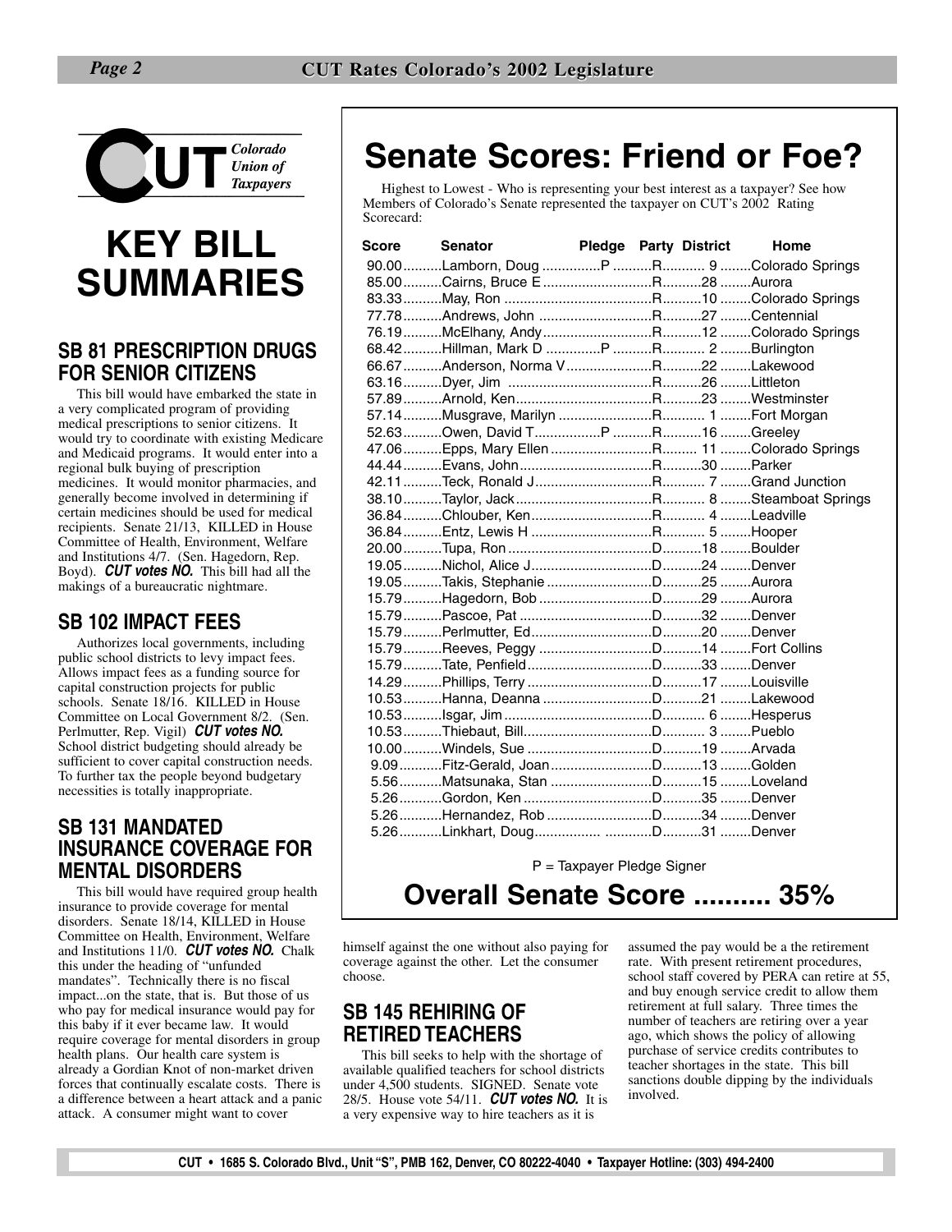CUT Colorado Union of Taxpayers

# KEY BILL SUMMARIES

## SB 81 PRESCRIPTION DRUGS FOR SENIOR CITIZENS

This bill would have embarked the state in a very complicated program of providing medical prescriptions to senior citizens. It would try to coordinate with existing Medicare and Medicaid programs. It would enter into a regional bulk buying of prescription medicines. It would monitor pharmacies, and generally become involved in determining if certain medicines should be used for medical recipients. Senate 21/13, KILLED in House Committee of Health, Environment, Welfare and Institutions 4/7. (Sen. Hagedorn, Rep. Boyd). ***CUT votes NO.*** This bill had all the makings of a bureaucratic nightmare.

## SB 102 IMPACT FEES

Authorizes local governments, including public school districts to levy impact fees. Allows impact fees as a funding source for capital construction projects for public schools. Senate 18/16. KILLED in House Committee on Local Government 8/2. (Sen. Perlmutter, Rep. Vigil) ***CUT votes NO.*** School district budgeting should already be sufficient to cover capital construction needs. To further tax the people beyond budgetary necessities is totally inappropriate.

## SB 131 MANDATED INSURANCE COVERAGE FOR MENTAL DISORDERS

This bill would have required group health insurance to provide coverage for mental disorders. Senate 18/14, KILLED in House Committee on Health, Environment, Welfare and Institutions 11/0. ***CUT votes NO.*** Chalk this under the heading of "unfunded mandates". Technically there is no fiscal impact...on the state, that is. But those of us who pay for medical insurance would pay for this baby if it ever became law. It would require coverage for mental disorders in group health plans. Our health care system is already a Gordian Knot of non-market driven forces that continually escalate costs. There is a difference between a heart attack and a panic attack. A consumer might want to cover himself against the one without also paying for coverage against the other. Let the consumer choose.

## SB 145 REHIRING OF RETIRED TEACHERS

This bill seeks to help with the shortage of available qualified teachers for school districts under 4,500 students. Senate vote 28/5. House vote 54/11. ***CUT votes NO.*** It is a very expensive way to hire teachers as it is assumed the pay would be a the retirement rate. With present retirement procedures, school staff covered by PERA can retire at 55, and buy enough service credit to allow them retirement at full salary. Three times the number of teachers are retiring over a year ago, which shows the policy of allowing purchase of service credits contributes to teacher shortages in the state. This bill sanctions double dipping by the individuals involved.

# Senate Scores: Friend or Foe?

Highest to Lowest - Who is representing your best interest as a taxpayer? See how Members of Colorado's Senate represented the taxpayer on CUT's 2002 Rating Scorecard:

| Score | Senator | Pledge | Party | District | Home |
|---|---|---|---|---|---|
| 90.00 | Lamborn, Doug | P | R | 9 | Colorado Springs |
| 85.00 | Cairns, Bruce E | | R | 28 | Aurora |
| 83.33 | May, Ron | | R | 10 | Colorado Springs |
| 77.78 | Andrews, John | | R | 27 | Centennial |
| 76.19 | McElhany, Andy | | R | 12 | Colorado Springs |
| 68.42 | Hillman, Mark D | P | R | 2 | Burlington |
| 66.67 | Anderson, Norma V | | R | 22 | Lakewood |
| 63.16 | Dyer, Jim | | R | 26 | Littleton |
| 57.89 | Arnold, Ken | | R | 23 | Westminster |
| 57.14 | Musgrave, Marilyn | | R | 1 | Fort Morgan |
| 52.63 | Owen, David T | P | R | 16 | Greeley |
| 47.06 | Epps, Mary Ellen | | R | 11 | Colorado Springs |
| 44.44 | Evans, John | | R | 30 | Parker |
| 42.11 | Teck, Ronald J | | R | 7 | Grand Junction |
| 38.10 | Taylor, Jack | | R | 8 | Steamboat Springs |
| 36.84 | Chlouber, Ken | | R | 4 | Leadville |
| 36.84 | Entz, Lewis H | | R | 5 | Hooper |
| 20.00 | Tupa, Ron | | D | 18 | Boulder |
| 19.05 | Nichol, Alice J | | D | 24 | Denver |
| 19.05 | Takis, Stephanie | | D | 25 | Aurora |
| 15.79 | Hagedorn, Bob | | D | 29 | Aurora |
| 15.79 | Pascoe, Pat | | D | 32 | Denver |
| 15.79 | Perlmutter, Ed | | D | 20 | Denver |
| 15.79 | Reeves, Peggy | | D | 14 | Fort Collins |
| 15.79 | Tate, Penfield | | D | 33 | Denver |
| 14.29 | Phillips, Terry | | D | 17 | Louisville |
| 10.53 | Hanna, Deanna | | D | 21 | Lakewood |
| 10.53 | Isgar, Jim | | D | 6 | Hesperus |
| 10.53 | Thiebaut, Bill | | D | 3 | Pueblo |
| 10.00 | Windels, Sue | | D | 19 | Arvada |
| 9.09 | Fitz-Gerald, Joan | | D | 13 | Golden |
| 5.56 | Matsunaka, Stan | | D | 15 | Loveland |
| 5.26 | Gordon, Ken | | D | 35 | Denver |
| 5.26 | Hernandez, Rob | | D | 34 | Denver |
| 5.26 | Linkhart, Doug | | D | 31 | Denver |

P = Taxpayer Pledge Signer

## Overall Senate Score .......... 35%

CUT • 1685 S. Colorado Blvd., Unit "S", PMB 162, Denver, CO 80222-4040 • Taxpayer Hotline: (303) 494-2400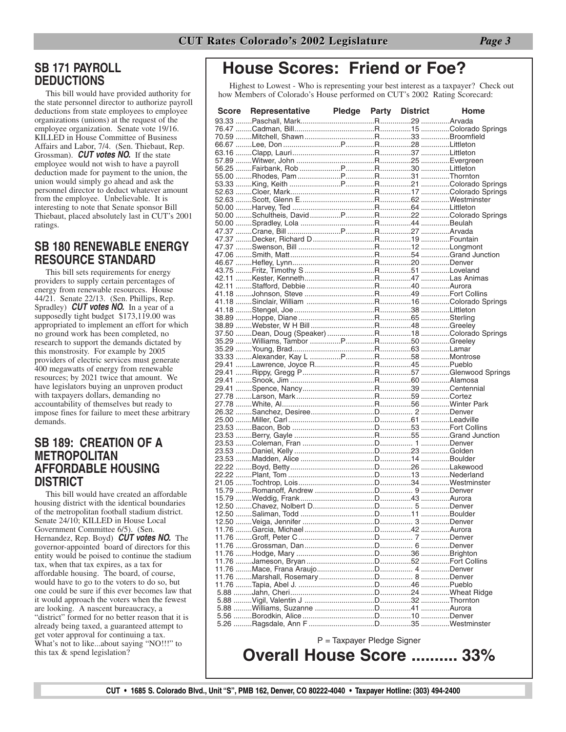## SB 171 PAYROLL DEDUCTIONS

This bill would have provided authority for the state personnel director to authorize payroll deductions from state employees to employee organizations (unions) at the request of the employee organization. Senate vote 19/16. KILLED in House Committee of Business Affairs and Labor, 7/4. (Sen. Thiebaut, Rep. Grossman). ***CUT votes NO.*** If the state employee would not wish to have a payroll deduction made for payment to the union, the union would simply go ahead and ask the personnel director to deduct whatever amount from the employee. Unbelievable. It is interesting to note that Senate sponsor Bill Thiebaut, placed absolutely last in CUT's 2001 ratings.

## SB 180 RENEWABLE ENERGY RESOURCE STANDARD

This bill sets requirements for energy providers to supply certain percentages of energy from renewable resources. House 44/21. Senate 22/13. (Sen. Phillips, Rep. Spradley) ***CUT votes NO.*** In a year of a supposedly tight budget $173,119.00 was appropriated to implement an effort for which no ground work has been completed, no research to support the demands dictated by this monstrosity. For example by 2005 providers of electric services must generate 400 megawatts of energy from renewable resources; by 2021 twice that amount. We have legislators buying an unproven product with taxpayers dollars, demanding no accountability of themselves but ready to impose fines for failure to meet these arbitrary demands.

## SB 189: CREATION OF A METROPOLITAN AFFORDABLE HOUSING DISTRICT

This bill would have created an affordable housing district with the identical boundaries of the metropolitan football stadium district. Senate 24/10; KILLED in House Local Government Committee 6/5). (Sen. Hernandez, Rep. Boyd) ***CUT votes NO.*** The governor-appointed board of directors for this entity would be poised to continue the stadium tax, when that tax expires, as a tax for affordable housing. The board, of course, would have to go to the voters to do so, but one could be sure if this ever becomes law that it would approach the voters when the fewest are looking. A nascent bureaucracy, a "district" formed for no better reason that it is already being taxed, a guaranteed attempt to get voter approval for continuing a tax. What's not to like...about saying "NO!!!" to this tax & spend legislation?

# House Scores: Friend or Foe?

Highest to Lowest - Who is representing your best interest as a taxpayer? Check out how Members of Colorado's House performed on CUT's 2002 Rating Scorecard:

| Score | Representative | Pledge | Party | District | Home |
|---|---|---|---|---|---|
| 93.33 | Paschall, Mark | | R | 29 | Arvada |
| 76.47 | Cadman, Bill | | R | 15 | Colorado Springs |
| 70.59 | Mitchell, Shawn | | R | 33 | Broomfield |
| 66.67 | Lee, Don | P | R | 28 | Littleton |
| 63.16 | Clapp, Lauri | | R | 37 | Littleton |
| 57.89 | Witwer, John | | R | 25 | Evergreen |
| 56.25 | Fairbank, Rob | P | R | 30 | Littleton |
| 55.00 | Rhodes, Pam | P | R | 31 | Thornton |
| 53.33 | King, Keith | P | R | 21 | Colorado Springs |
| 52.63 | Cloer, Mark | | R | 17 | Colorado Springs |
| 52.63 | Scott, Glenn E. | | R | 62 | Westminster |
| 50.00 | Harvey, Ted | | R | 64 | Littleton |
| 50.00 | Schultheis, David | P | R | 22 | Colorado Springs |
| 50.00 | Spradley, Lola | | R | 44 | Beulah |
| 47.37 | Crane, Bill | P | R | 27 | Arvada |
| 47.37 | Decker, Richard D | | R | 19 | Fountain |
| 47.37 | Swenson, Bill | | R | 12 | Longmont |
| 47.06 | Smith, Matt | | R | 54 | Grand Junction |
| 46.67 | Hefley, Lynn | | R | 20 | Denver |
| 43.75 | Fritz, Timothy S | | R | 51 | Loveland |
| 42.11 | Kester, Kenneth | | R | 47 | Las Animas |
| 42.11 | Stafford, Debbie | | R | 40 | Aurora |
| 41.18 | Johnson, Steve | | R | 49 | Fort Collins |
| 41.18 | Sinclair, William | | R | 16 | Colorado Springs |
| 41.18 | Stengel, Joe | | R | 38 | Littleton |
| 38.89 | Hoppe, Diane | | R | 65 | Sterling |
| 38.89 | Webster, W H Bill | | R | 48 | Greeley |
| 37.50 | Dean, Doug (Speaker) | | R | 18 | Colorado Springs |
| 35.29 | Williams, Tambor | P | R | 50 | Greeley |
| 35.29 | Young, Brad | | R | 63 | Lamar |
| 33.33 | Alexander, Kay L | P | R | 58 | Montrose |
| 29.41 | Lawrence, Joyce R | | R | 45 | Pueblo |
| 29.41 | Rippy, Gregg P | | R | 57 | Glenwood Springs |
| 29.41 | Snook, Jim | | R | 60 | Alamosa |
| 29.41 | Spence, Nancy | | R | 39 | Centennial |
| 27.78 | Larson, Mark | | R | 59 | Cortez |
| 27.78 | White, Al | | R | 56 | Winter Park |
| 26.32 | Sanchez, Desiree | | D | 2 | Denver |
| 25.00 | Miller, Carl | | D | 61 | Leadville |
| 23.53 | Bacon, Bob | | D | 53 | Fort Collins |
| 23.53 | Berry, Gayle | | R | 55 | Grand Junction |
| 23.53 | Coleman, Fran | | D | 1 | Denver |
| 23.53 | Daniel, Kelly | | D | 23 | Golden |
| 23.53 | Madden, Alice | | D | 14 | Boulder |
| 22.22 | Boyd, Betty | | D | 26 | Lakewood |
| 22.22 | Plant, Tom | | D | 13 | Nederland |
| 21.05 | Tochtrop, Lois | | D | 34 | Westminster |
| 15.79 | Romanoff, Andrew | | D | 9 | Denver |
| 15.79 | Weddig, Frank | | D | 43 | Aurora |
| 12.50 | Chavez, Nolbert D | | D | 5 | Denver |
| 12.50 | Saliman, Todd | | D | 11 | Boulder |
| 12.50 | Veiga, Jennifer | | D | 3 | Denver |
| 11.76 | Garcia, Michael | | D | 42 | Aurora |
| 11.76 | Groff, Peter C | | D | 7 | Denver |
| 11.76 | Grossman, Dan | | D | 6 | Denver |
| 11.76 | Hodge, Mary | | D | 36 | Brighton |
| 11.76 | Jameson, Bryan | | D | 52 | Fort Collins |
| 11.76 | Mace, Frana Araujo | | D | 4 | Denver |
| 11.76 | Marshall, Rosemary | | D | 8 | Denver |
| 11.76 | Tapia, Abel J. | | D | 46 | Pueblo |
| 5.88 | Jahn, Cheri | | D | 24 | Wheat Ridge |
| 5.88 | Vigil, Valentin J | | D | 32 | Thornton |
| 5.88 | Williams, Suzanne | | D | 41 | Aurora |
| 5.56 | Borodkin, Alice | | D | 10 | Denver |
| 5.26 | Ragsdale, Ann F | | D | 35 | Westminster |

P = Taxpayer Pledge Signer

## Overall House Score .......... 33%

CUT • 1685 S. Colorado Blvd., Unit "S", PMB 162, Denver, CO 80222-4040 • Taxpayer Hotline: (303) 494-2400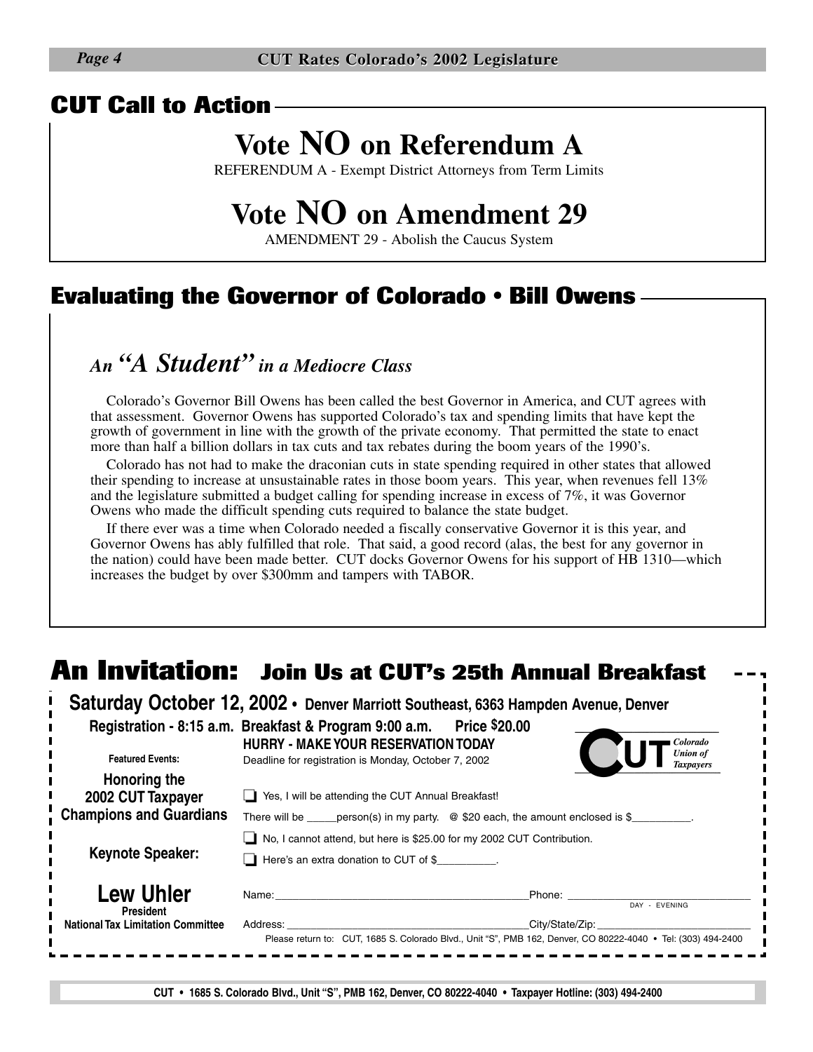## CUT Call to Action

# Vote NO on Referendum A

REFERENDUM A - Exempt District Attorneys from Term Limits

# Vote NO on Amendment 29

AMENDMENT 29 - Abolish the Caucus System

## Evaluating the Governor of Colorado • Bill Owens

### *An "A Student" in a Mediocre Class*

Colorado's Governor Bill Owens has been called the best Governor in America, and CUT agrees with that assessment. Governor Owens has supported Colorado's tax and spending limits that have kept the growth of government in line with the growth of the private economy. That permitted the state to enact more than half a billion dollars in tax cuts and tax rebates during the boom years of the 1990's.

Colorado has not had to make the draconian cuts in state spending required in other states that allowed their spending to increase at unsustainable rates in those boom years. This year, when revenues fell 13% and the legislature submitted a budget calling for spending increase in excess of 7%, it was Governor Owens who made the difficult spending cuts required to balance the state budget.

If there ever was a time when Colorado needed a fiscally conservative Governor it is this year, and Governor Owens has ably fulfilled that role. That said, a good record (alas, the best for any governor in the nation) could have been made better. CUT docks Governor Owens for his support of HB 1310—which increases the budget by over $300mm and tampers with TABOR.

## An Invitation: Join Us at CUT's 25th Annual Breakfast

**Saturday October 12, 2002 • Denver Marriott Southeast, 6363 Hampden Avenue, Denver**

**Registration - 8:15 a.m. Breakfast & Program 9:00 a.m. Price $20.00**

**HURRY - MAKE YOUR RESERVATION TODAY**
Deadline for registration is Monday, October 7, 2002

CUT — Colorado Union of Taxpayers

**Featured Events:**

**Honoring the 2002 CUT Taxpayer Champions and Guardians**

**Keynote Speaker:**

**Lew Uhler**
**President**
**National Tax Limitation Committee**

❑ Yes, I will be attending the CUT Annual Breakfast!

There will be _____person(s) in my party. @ $20 each, the amount enclosed is $__________.

❑ No, I cannot attend, but here is $25.00 for my 2002 CUT Contribution.

❑ Here's an extra donation to CUT of $__________.

Name:___________________________________________ Phone: ______________________________ (DAY - EVENING)

Address: ________________________________________ City/State/Zip: _____________________________

Please return to: CUT, 1685 S. Colorado Blvd., Unit "S", PMB 162, Denver, CO 80222-4040 • Tel: (303) 494-2400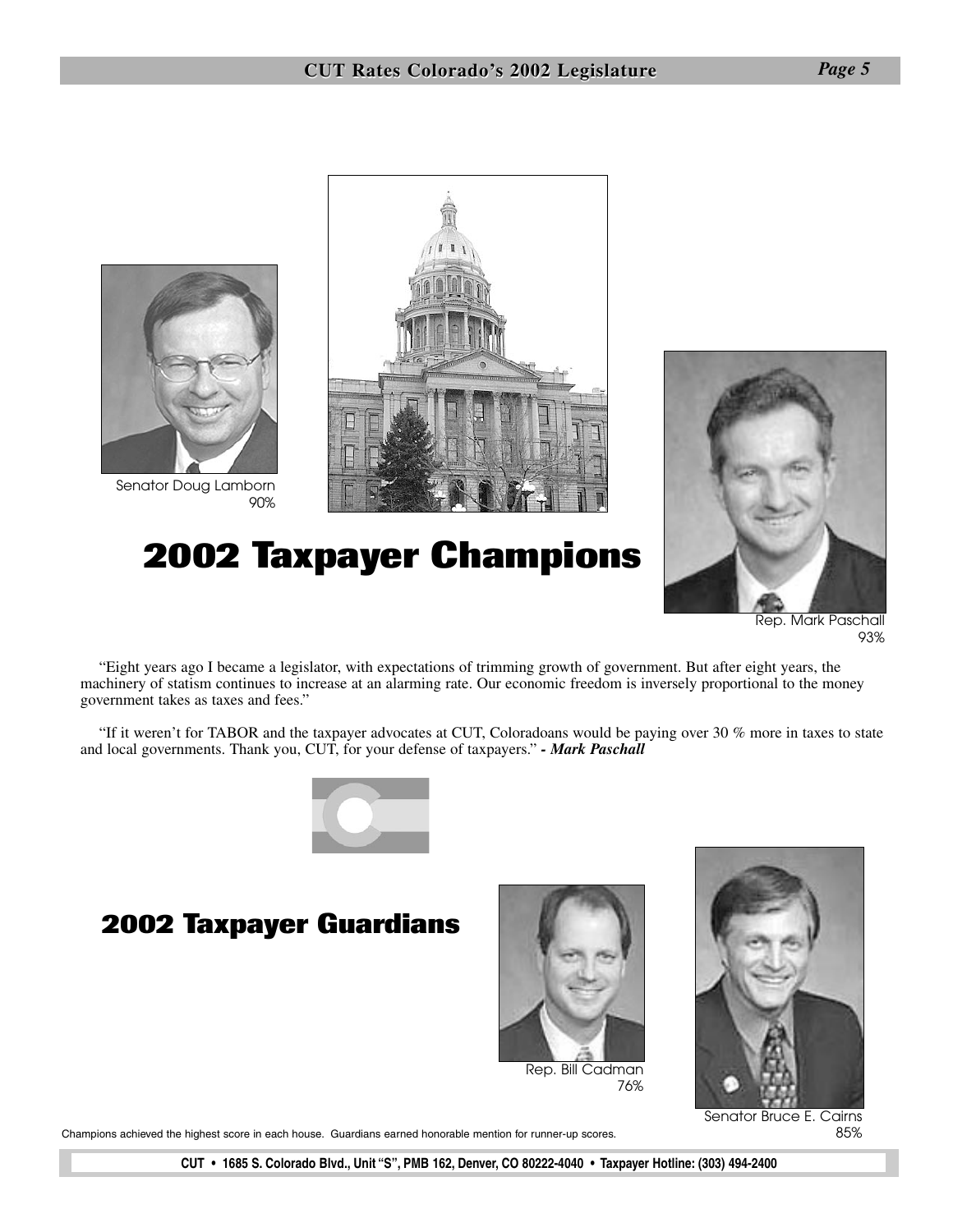Senator Doug Lamborn
90%

# 2002 Taxpayer Champions

Rep. Mark Paschall
93%

"Eight years ago I became a legislator, with expectations of trimming growth of government. But after eight years, the machinery of statism continues to increase at an alarming rate. Our economic freedom is inversely proportional to the money government takes as taxes and fees."

"If it weren't for TABOR and the taxpayer advocates at CUT, Coloradoans would be paying over 30 % more in taxes to state and local governments. Thank you, CUT, for your defense of taxpayers." ***- Mark Paschall***

## 2002 Taxpayer Guardians

Rep. Bill Cadman
76%

Senator Bruce E. Cairns
85%

Champions achieved the highest score in each house. Guardians earned honorable mention for runner-up scores.

**CUT • 1685 S. Colorado Blvd., Unit "S", PMB 162, Denver, CO 80222-4040 • Taxpayer Hotline: (303) 494-2400**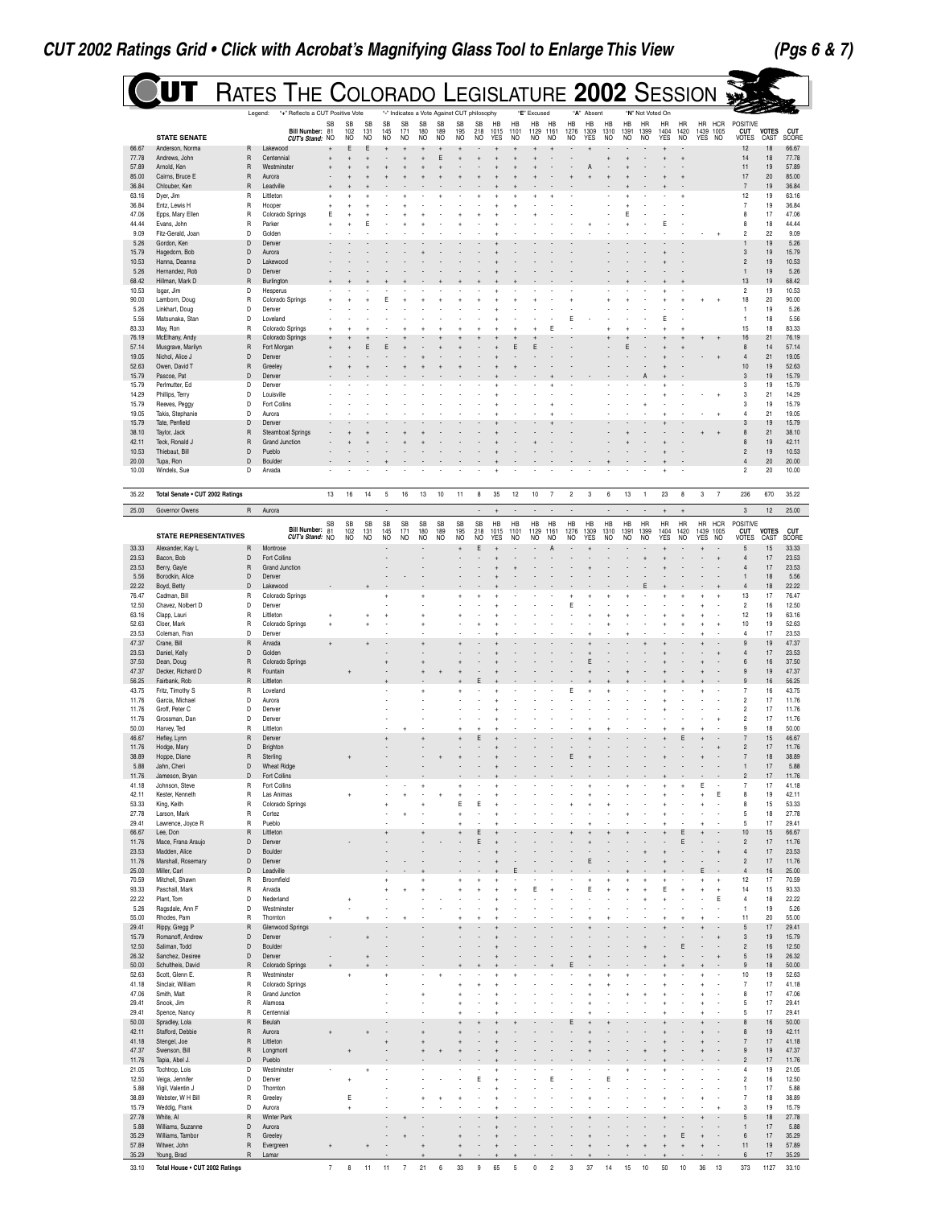# CUT 2002 Ratings Grid • Click with Acrobat's Magnifying Glass Tool to Enlarge This View

**(Pgs 6 & 7)**

# CUT Rates The Colorado Legislature 2002 Session

Legend: "+" Reflects a CUT Positive Vote; "-" Indicates a Vote Against CUT philosophy; "E" Excused; "A" Absent; "N" Not Voted On

| Bill Number: | SB 81 | SB 102 | SB 131 | SB 145 | SB 171 | SB 180 | SB 189 | SB 195 | SB 218 | HB 1015 | HB 1101 | HB 1129 | HB 1161 | HB 1276 | HB 1309 | HB 1310 | HB 1391 | HR 1399 | HR 1404 | HR 1420 | HR 1439 | HCR 1005 |
|---|---|---|---|---|---|---|---|---|---|---|---|---|---|---|---|---|---|---|---|---|---|---|
| CUT's Stand: | NO | NO | NO | NO | NO | NO | NO | NO | NO | YES | NO | NO | NO | NO | YES | NO | NO | NO | YES | NO | YES | NO |

## State Senate

| Score | Senator | Party | District | Positive CUT Votes | Votes Cast | CUT Score |
|---|---|---|---|---|---|---|
| 66.67 | Anderson, Norma | R | Lakewood | 12 | 18 | 66.67 |
| 77.78 | Andrews, John | R | Centennial | 14 | 18 | 77.78 |
| 57.89 | Arnold, Ken | R | Westminster | 11 | 19 | 57.89 |
| 85.00 | Cairns, Bruce E | R | Aurora | 17 | 20 | 85.00 |
| 36.84 | Chlouber, Ken | R | Leadville | 7 | 19 | 36.84 |
| 63.16 | Dyer, Jim | R | Littleton | 12 | 19 | 63.16 |
| 36.84 | Entz, Lewis H | R | Hooper | 7 | 19 | 36.84 |
| 47.06 | Epps, Mary Ellen | R | Colorado Springs | 8 | 17 | 47.06 |
| 44.44 | Evans, John | R | Parker | 8 | 18 | 44.44 |
| 9.09 | Fitz-Gerald, Joan | D | Golden | 2 | 22 | 9.09 |
| 5.26 | Gordon, Ken | D | Denver | 1 | 19 | 5.26 |
| 15.79 | Hagedorn, Bob | D | Aurora | 3 | 19 | 15.79 |
| 10.53 | Hanna, Deanna | D | Lakewood | 2 | 19 | 10.53 |
| 5.26 | Hernandez, Rob | D | Denver | 1 | 19 | 5.26 |
| 68.42 | Hillman, Mark D | R | Burlington | 13 | 19 | 68.42 |
| 10.53 | Isgar, Jim | D | Hesperus | 2 | 19 | 10.53 |
| 90.00 | Lamborn, Doug | R | Colorado Springs | 18 | 20 | 90.00 |
| 5.26 | Linkhart, Doug | D | Denver | 1 | 19 | 5.26 |
| 5.56 | Matsunaka, Stan | D | Loveland | 1 | 18 | 5.56 |
| 83.33 | May, Ron | R | Colorado Springs | 15 | 18 | 83.33 |
| 76.19 | McElhany, Andy | R | Colorado Springs | 16 | 21 | 76.19 |
| 57.14 | Musgrave, Marilyn | R | Fort Morgan | 8 | 14 | 57.14 |
| 19.05 | Nichol, Alice J | D | Denver | 4 | 21 | 19.05 |
| 52.63 | Owen, David T | R | Greeley | 10 | 19 | 52.63 |
| 15.79 | Pascoe, Pat | D | Denver | 3 | 19 | 15.79 |
| 15.79 | Perlmutter, Ed | D | Denver | 3 | 19 | 15.79 |
| 14.29 | Phillips, Terry | D | Louisville | 3 | 21 | 14.29 |
| 15.79 | Reeves, Peggy | D | Fort Collins | 3 | 19 | 15.79 |
| 19.05 | Takis, Stephanie | D | Aurora | 4 | 21 | 19.05 |
| 15.79 | Tate, Penfield | D | Denver | 3 | 19 | 15.79 |
| 38.10 | Taylor, Jack | R | Steamboat Springs | 8 | 21 | 38.10 |
| 42.11 | Teck, Ronald J | R | Grand Junction | 8 | 19 | 42.11 |
| 10.53 | Thiebaut, Bill | D | Pueblo | 2 | 19 | 10.53 |
| 20.00 | Tupa, Ron | D | Boulder | 4 | 20 | 20.00 |
| 10.00 | Windels, Sue | D | Arvada | 2 | 20 | 10.00 |

| | Total Senate • CUT 2002 Ratings | SB 81 | SB 102 | SB 131 | SB 145 | SB 171 | SB 180 | SB 189 | SB 195 | SB 218 | HB 1015 | HB 1101 | HB 1129 | HB 1161 | HB 1276 | HB 1309 | HB 1310 | HB 1391 | HR 1399 | HR 1404 | HR 1420 | HR 1439 | HCR 1005 | Positive CUT Votes | Votes Cast | CUT Score |
|---|---|---|---|---|---|---|---|---|---|---|---|---|---|---|---|---|---|---|---|---|---|---|---|---|---|---|
| 35.22 | Total Senate • CUT 2002 Ratings | 13 | 16 | 14 | 5 | 16 | 13 | 10 | 11 | 8 | 35 | 12 | 10 | 7 | 2 | 3 | 6 | 13 | 1 | 23 | 8 | 3 | 7 | 236 | 670 | 35.22 |

| Score | Name | Party | City | Positive CUT Votes | Votes Cast | CUT Score |
|---|---|---|---|---|---|---|
| 25.00 | Governor Owens | R | Aurora | 3 | 12 | 25.00 |

## State Representatives

| Score | Representative | Party | District | Positive CUT Votes | Votes Cast | CUT Score |
|---|---|---|---|---|---|---|
| 33.33 | Alexander, Kay L | R | Montrose | 5 | 15 | 33.33 |
| 23.53 | Bacon, Bob | D | Fort Collins | 4 | 17 | 23.53 |
| 23.53 | Berry, Gayle | R | Grand Junction | 4 | 17 | 23.53 |
| 5.56 | Borodkin, Alice | D | Denver | 1 | 18 | 5.56 |
| 22.22 | Boyd, Betty | D | Lakewood | 4 | 18 | 22.22 |
| 76.47 | Cadman, Bill | R | Colorado Springs | 13 | 17 | 76.47 |
| 12.50 | Chavez, Nolbert D | D | Denver | 2 | 16 | 12.50 |
| 63.16 | Clapp, Lauri | R | Littleton | 12 | 19 | 63.16 |
| 52.63 | Cloer, Mark | R | Colorado Springs | 10 | 19 | 52.63 |
| 23.53 | Coleman, Fran | D | Denver | 4 | 17 | 23.53 |
| 47.37 | Crane, Bill | R | Arvada | 9 | 19 | 47.37 |
| 23.53 | Daniel, Kelly | D | Golden | 4 | 17 | 23.53 |
| 37.50 | Dean, Doug | R | Colorado Springs | 6 | 16 | 37.50 |
| 47.37 | Decker, Richard D | R | Fountain | 9 | 19 | 47.37 |
| 56.25 | Fairbank, Rob | R | Littleton | 9 | 16 | 56.25 |
| 43.75 | Fritz, Timothy S | R | Loveland | 7 | 16 | 43.75 |
| 11.76 | Garcia, Michael | D | Aurora | 2 | 17 | 11.76 |
| 11.76 | Groff, Peter C | D | Denver | 2 | 17 | 11.76 |
| 11.76 | Grossman, Dan | D | Denver | 2 | 17 | 11.76 |
| 50.00 | Harvey, Ted | R | Littleton | 9 | 18 | 50.00 |
| 46.67 | Hefley, Lynn | R | Denver | 7 | 15 | 46.67 |
| 11.76 | Hodge, Mary | D | Brighton | 2 | 17 | 11.76 |
| 38.89 | Hoppe, Diane | R | Sterling | 7 | 18 | 38.89 |
| 5.88 | Jahn, Cheri | D | Wheat Ridge | 1 | 17 | 5.88 |
| 11.76 | Jameson, Bryan | D | Fort Collins | 2 | 17 | 11.76 |
| 41.18 | Johnson, Steve | R | Fort Collins | 7 | 17 | 41.18 |
| 42.11 | Kester, Kenneth | R | Las Animas | 8 | 19 | 42.11 |
| 53.33 | King, Keith | R | Colorado Springs | 8 | 15 | 53.33 |
| 27.78 | Larson, Mark | R | Cortez | 5 | 18 | 27.78 |
| 29.41 | Lawrence, Joyce R | R | Pueblo | 5 | 17 | 29.41 |
| 66.67 | Lee, Don | R | Littleton | 10 | 15 | 66.67 |
| 11.76 | Mace, Frana Araujo | D | Denver | 2 | 17 | 11.76 |
| 23.53 | Madden, Alice | D | Boulder | 4 | 17 | 23.53 |
| 11.76 | Marshall, Rosemary | D | Denver | 2 | 17 | 11.76 |
| 25.00 | Miller, Carl | D | Leadville | 4 | 16 | 25.00 |
| 70.59 | Mitchell, Shawn | R | Broomfield | 12 | 17 | 70.59 |
| 93.33 | Paschall, Mark | R | Arvada | 14 | 15 | 93.33 |
| 22.22 | Plant, Tom | D | Nederland | 4 | 18 | 22.22 |
| 5.26 | Ragsdale, Ann F | D | Westminster | 1 | 19 | 5.26 |
| 55.00 | Rhodes, Pam | R | Thornton | 11 | 20 | 55.00 |
| 29.41 | Rippy, Gregg P | R | Glenwood Springs | 5 | 17 | 29.41 |
| 15.79 | Romanoff, Andrew | D | Denver | 3 | 19 | 15.79 |
| 12.50 | Saliman, Todd | D | Boulder | 2 | 16 | 12.50 |
| 26.32 | Sanchez, Desiree | D | Denver | 5 | 19 | 26.32 |
| 50.00 | Schultheis, David | R | Colorado Springs | 9 | 18 | 50.00 |
| 52.63 | Scott, Glenn E. | R | Westminster | 10 | 19 | 52.63 |
| 41.18 | Sinclair, William | R | Colorado Springs | 7 | 17 | 41.18 |
| 47.06 | Smith, Matt | R | Grand Junction | 8 | 17 | 47.06 |
| 29.41 | Snook, Jim | R | Alamosa | 5 | 17 | 29.41 |
| 29.41 | Spence, Nancy | R | Centennial | 5 | 17 | 29.41 |
| 50.00 | Spradley, Lola | R | Beulah | 8 | 16 | 50.00 |
| 42.11 | Stafford, Debbie | R | Aurora | 8 | 19 | 42.11 |
| 41.18 | Stengel, Joe | R | Littleton | 7 | 17 | 41.18 |
| 47.37 | Swenson, Bill | R | Longmont | 9 | 19 | 47.37 |
| 11.76 | Tapia, Abel J. | D | Pueblo | 2 | 17 | 11.76 |
| 21.05 | Tochtrop, Lois | D | Westminster | 4 | 19 | 21.05 |
| 12.50 | Veiga, Jennifer | D | Denver | 2 | 16 | 12.50 |
| 5.88 | Vigil, Valentin J | D | Thornton | 1 | 17 | 5.88 |
| 38.89 | Webster, W H Bill | R | Greeley | 7 | 18 | 38.89 |
| 15.79 | Weddig, Frank | D | Aurora | 3 | 19 | 15.79 |
| 27.78 | White, Al | R | Winter Park | 5 | 18 | 27.78 |
| 5.88 | Williams, Suzanne | D | Aurora | 1 | 17 | 5.88 |
| 35.29 | Williams, Tambor | R | Greeley | 6 | 17 | 35.29 |
| 57.89 | Witwer, John | R | Evergreen | 11 | 19 | 57.89 |
| 35.29 | Young, Brad | R | Lamar | 6 | 17 | 35.29 |

| | Total House • CUT 2002 Ratings | SB 81 | SB 102 | SB 131 | SB 145 | SB 171 | SB 180 | SB 189 | SB 195 | SB 218 | HB 1015 | HB 1101 | HB 1129 | HB 1161 | HB 1276 | HB 1309 | HB 1310 | HB 1391 | HR 1399 | HR 1404 | HR 1420 | HR 1439 | HCR 1005 | Positive CUT Votes | Votes Cast | CUT Score |
|---|---|---|---|---|---|---|---|---|---|---|---|---|---|---|---|---|---|---|---|---|---|---|---|---|---|---|
| 33.10 | Total House • CUT 2002 Ratings | 7 | 8 | 11 | 11 | 7 | 21 | 6 | 33 | 9 | 65 | 5 | 0 | 2 | 3 | 37 | 14 | 15 | 10 | 50 | 10 | 36 | 13 | 373 | 1127 | 33.10 |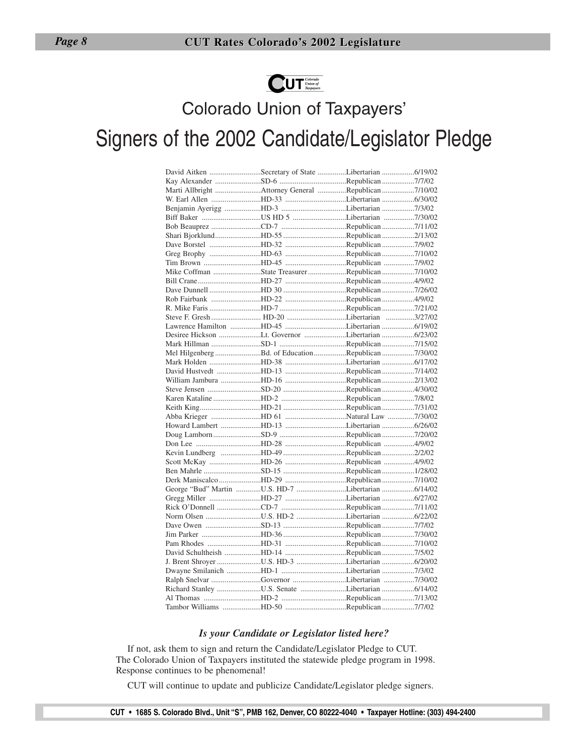Colorado Union of Taxpayers'

# Signers of the 2002 Candidate/Legislator Pledge

| Name | Office | Party | Date |
|---|---|---|---|
| David Aitken | Secretary of State | Libertarian | 6/19/02 |
| Kay Alexander | SD-6 | Republican | 7/7/02 |
| Marti Allbright | Attorney General | Republican | 7/10/02 |
| W. Earl Allen | HD-33 | Libertarian | 6/30/02 |
| Benjamin Ayerigg | HD-3 | Libertarian | 7/3/02 |
| Biff Baker | US HD 5 | Libertarian | 7/30/02 |
| Bob Beauprez | CD-7 | Republican | 7/11/02 |
| Shari Bjorklund | HD-55 | Republican | 2/13/02 |
| Dave Borstel | HD-32 | Republican | 7/9/02 |
| Greg Brophy | HD-63 | Republican | 7/10/02 |
| Tim Brown | HD-45 | Republican | 7/9/02 |
| Mike Coffman | State Treasurer | Republican | 7/10/02 |
| Bill Crane | HD-27 | Republican | 4/9/02 |
| Dave Dunnell | HD 30 | Republican | 7/26/02 |
| Rob Fairbank | HD-22 | Republican | 4/9/02 |
| R. Mike Faris | HD-7 | Republican | 7/21/02 |
| Steve F. Gresh | HD-20 | Libertarian | 3/27/02 |
| Lawrence Hamilton | HD-45 | Libertarian | 6/19/02 |
| Desiree Hickson | Lt. Governor | Libertarian | 6/23/02 |
| Mark Hillman | SD-1 | Republican | 7/15/02 |
| Mel Hilgenberg | Bd. of Education | Republican | 7/30/02 |
| Mark Holden | HD-38 | Libertarian | 6/17/02 |
| David Hustvedt | HD-13 | Republican | 7/14/02 |
| William Jambura | HD-16 | Republican | 2/13/02 |
| Steve Jensen | SD-20 | Republican | 4/30/02 |
| Karen Kataline | HD-2 | Republican | 7/8/02 |
| Keith King | HD-21 | Republican | 7/31/02 |
| Abba Krieger | HD 61 | Natural Law | 7/30/02 |
| Howard Lambert | HD-13 | Libertarian | 6/26/02 |
| Doug Lamborn | SD-9 | Republican | 7/20/02 |
| Don Lee | HD-28 | Republican | 4/9/02 |
| Kevin Lundberg | HD-49 | Republican | 2/2/02 |
| Scott McKay | HD-26 | Republican | 4/9/02 |
| Ben Mahrle | SD-15 | Republican | 1/28/02 |
| Derk Maniscalco | HD-29 | Republican | 7/10/02 |
| George "Bud" Martin | U.S. HD-7 | Libertarian | 6/14/02 |
| Gregg Miller | HD-27 | Libertarian | 6/27/02 |
| Rick O'Donnell | CD-7 | Republican | 7/11/02 |
| Norm Olsen | U.S. HD-2 | Libertarian | 6/22/02 |
| Dave Owen | SD-13 | Republican | 7/7/02 |
| Jim Parker | HD-36 | Republican | 7/30/02 |
| Pam Rhodes | HD-31 | Republican | 7/10/02 |
| David Schultheish | HD-14 | Republican | 7/5/02 |
| J. Brent Shroyer | U.S. HD-3 | Libertarian | 6/20/02 |
| Dwayne Smilanich | HD-1 | Libertarian | 7/3/02 |
| Ralph Snelvar | Governor | Libertarian | 7/30/02 |
| Richard Stanley | U.S. Senate | Libertarian | 6/14/02 |
| Al Thomas | HD-2 | Republican | 7/13/02 |
| Tambor Williams | HD-50 | Republican | 7/7/02 |

***Is your Candidate or Legislator listed here?***

If not, ask them to sign and return the Candidate/Legislator Pledge to CUT. The Colorado Union of Taxpayers instituted the statewide pledge program in 1998. Response continues to be phenomenal!

CUT will continue to update and publicize Candidate/Legislator pledge signers.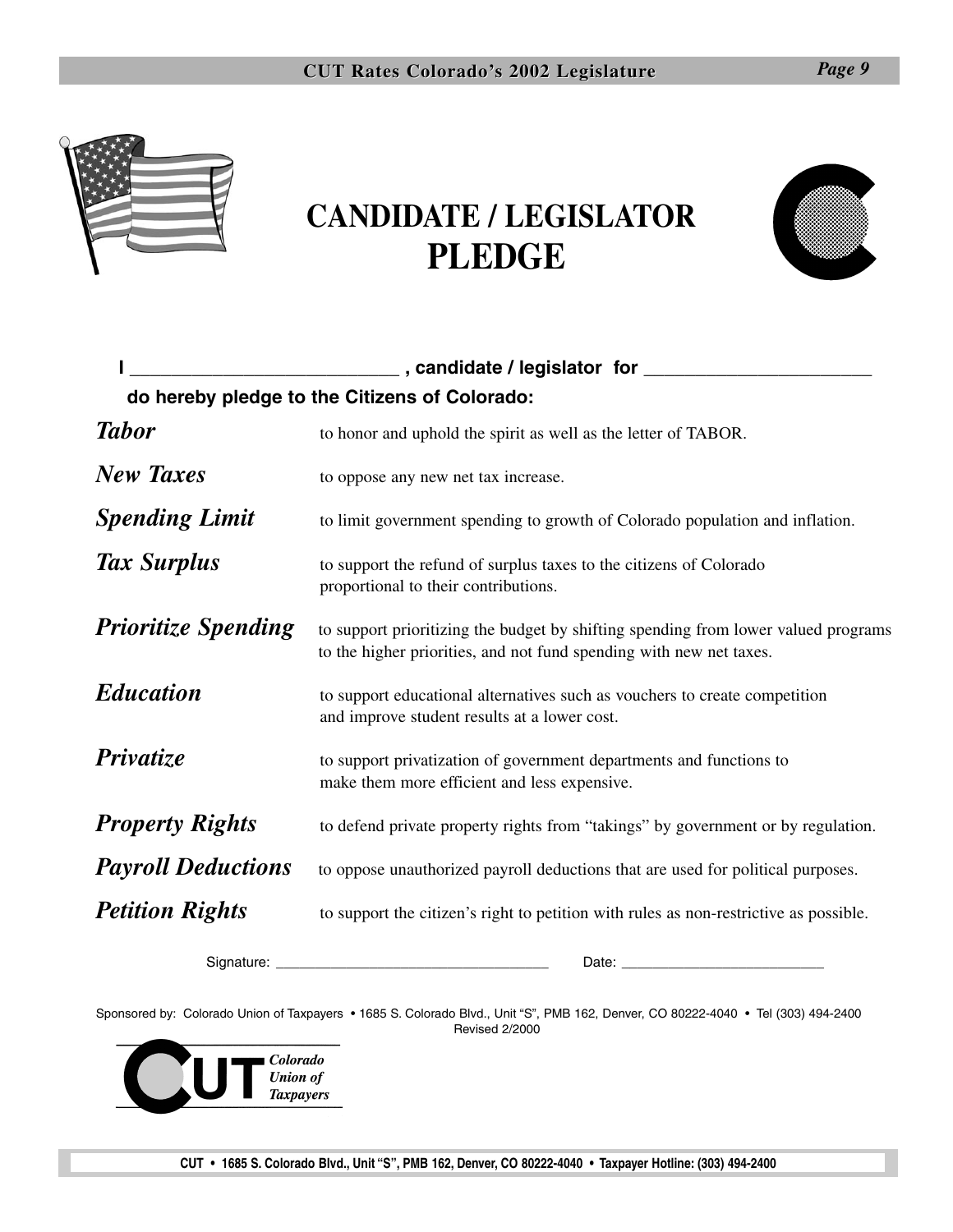# CANDIDATE / LEGISLATOR PLEDGE

**I ___________________________ , candidate / legislator for ________________________**

**do hereby pledge to the Citizens of Colorado:**

| | |
|---|---|
| ***Tabor*** | to honor and uphold the spirit as well as the letter of TABOR. |
| ***New Taxes*** | to oppose any new net tax increase. |
| ***Spending Limit*** | to limit government spending to growth of Colorado population and inflation. |
| ***Tax Surplus*** | to support the refund of surplus taxes to the citizens of Colorado proportional to their contributions. |
| ***Prioritize Spending*** | to support prioritizing the budget by shifting spending from lower valued programs to the higher priorities, and not fund spending with new net taxes. |
| ***Education*** | to support educational alternatives such as vouchers to create competition and improve student results at a lower cost. |
| ***Privatize*** | to support privatization of government departments and functions to make them more efficient and less expensive. |
| ***Property Rights*** | to defend private property rights from "takings" by government or by regulation. |
| ***Payroll Deductions*** | to oppose unauthorized payroll deductions that are used for political purposes. |
| ***Petition Rights*** | to support the citizen's right to petition with rules as non-restrictive as possible. |

Signature: ___________________________________ Date: __________________________

Sponsored by: Colorado Union of Taxpayers • 1685 S. Colorado Blvd., Unit "S", PMB 162, Denver, CO 80222-4040 • Tel (303) 494-2400

Revised 2/2000

CUT *Colorado Union of Taxpayers*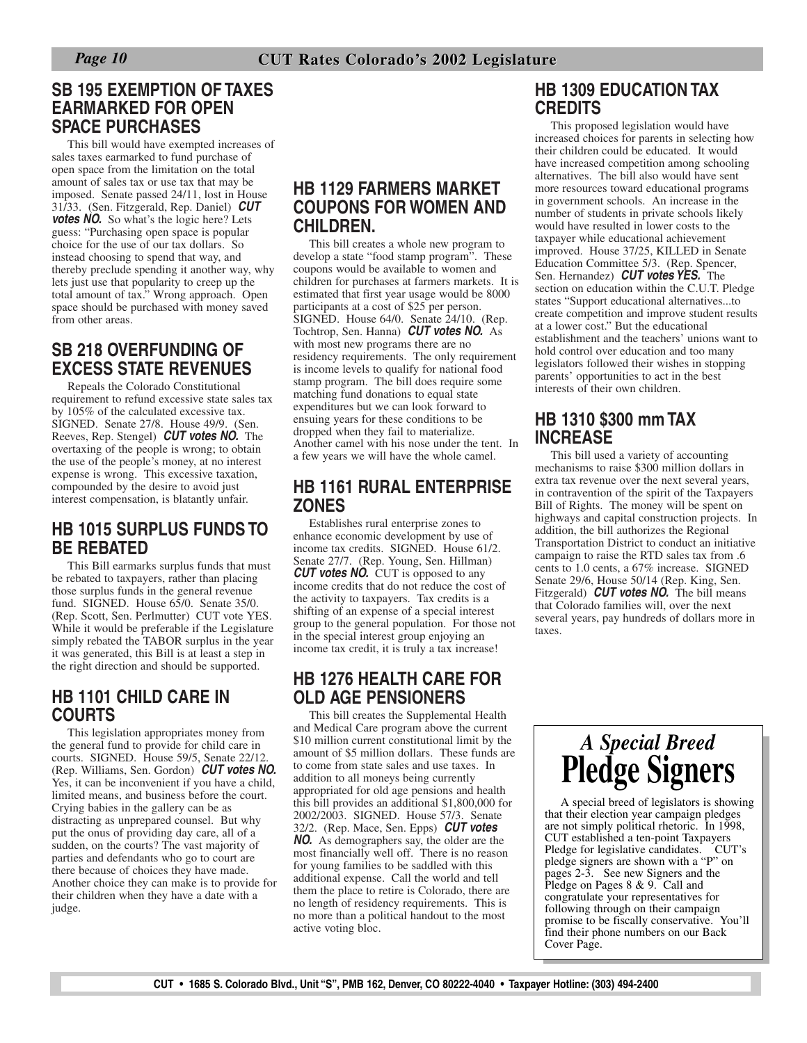## SB 195 EXEMPTION OF TAXES EARMARKED FOR OPEN SPACE PURCHASES

This bill would have exempted increases of sales taxes earmarked to fund purchase of open space from the limitation on the total amount of sales tax or use tax that may be imposed. Senate passed 24/11, lost in House 31/33. (Sen. Fitzgerald, Rep. Daniel) ***CUT votes NO.*** So what's the logic here? Lets guess: "Purchasing open space is popular choice for the use of our tax dollars. So instead choosing to spend that way, and thereby preclude spending it another way, why lets just use that popularity to creep up the total amount of tax." Wrong approach. Open space should be purchased with money saved from other areas.

## SB 218 OVERFUNDING OF EXCESS STATE REVENUES

Repeals the Colorado Constitutional requirement to refund excessive state sales tax by 105% of the calculated excessive tax. SIGNED. Senate 27/8. House 49/9. (Sen. Reeves, Rep. Stengel) ***CUT votes NO.*** The overtaxing of the people is wrong; to obtain the use of the people's money, at no interest expense is wrong. This excessive taxation, compounded by the desire to avoid just interest compensation, is blatantly unfair.

## HB 1015 SURPLUS FUNDS TO BE REBATED

This Bill earmarks surplus funds that must be rebated to taxpayers, rather than placing those surplus funds in the general revenue fund. SIGNED. House 65/0. Senate 35/0. (Rep. Scott, Sen. Perlmutter) CUT vote YES. While it would be preferable if the Legislature simply rebated the TABOR surplus in the year it was generated, this Bill is at least a step in the right direction and should be supported.

## HB 1101 CHILD CARE IN COURTS

This legislation appropriates money from the general fund to provide for child care in courts. SIGNED. House 59/5, Senate 22/12. (Rep. Williams, Sen. Gordon) ***CUT votes NO.*** Yes, it can be inconvenient if you have a child, limited means, and business before the court. Crying babies in the gallery can be as distracting as unprepared counsel. But why put the onus of providing day care, all of a sudden, on the courts? The vast majority of parties and defendants who go to court are there because of choices they have made. Another choice they can make is to provide for their children when they have a date with a judge.

## HB 1129 FARMERS MARKET COUPONS FOR WOMEN AND CHILDREN.

This bill creates a whole new program to develop a state "food stamp program". These coupons would be available to women and children for purchases at farmers markets. It is estimated that first year usage would be 8000 participants at a cost of $25 per person. SIGNED. House 64/0. Senate 24/10. (Rep. Tochtrop, Sen. Hanna) ***CUT votes NO.*** As with most new programs there are no residency requirements. The only requirement is income levels to qualify for national food stamp program. The bill does require some matching fund donations to equal state expenditures but we can look forward to ensuing years for these conditions to be dropped when they fail to materialize. Another camel with his nose under the tent. In a few years we will have the whole camel.

## HB 1161 RURAL ENTERPRISE ZONES

Establishes rural enterprise zones to enhance economic development by use of income tax credits. SIGNED. House 61/2. Senate 27/7. (Rep. Young, Sen. Hillman) ***CUT votes NO.*** CUT is opposed to any income credits that do not reduce the cost of the activity to taxpayers. Tax credits is a shifting of an expense of a special interest group to the general population. For those not in the special interest group enjoying an income tax credit, it is truly a tax increase!

## HB 1276 HEALTH CARE FOR OLD AGE PENSIONERS

This bill creates the Supplemental Health and Medical Care program above the current $10 million current constitutional limit by the amount of $5 million dollars. These funds are to come from state sales and use taxes. In addition to all moneys being currently appropriated for old age pensions and health this bill provides an additional $1,800,000 for 2002/2003. SIGNED. House 57/3. Senate 32/2. (Rep. Mace, Sen. Epps) ***CUT votes NO.*** As demographers say, the older are the most financially well off. There is no reason for young families to be saddled with this additional expense. Call the world and tell them the place to retire is Colorado, there are no length of residency requirements. This is no more than a political handout to the most active voting bloc.

## HB 1309 EDUCATION TAX CREDITS

This proposed legislation would have increased choices for parents in selecting how their children could be educated. It would have increased competition among schooling alternatives. The bill also would have sent more resources toward educational programs in government schools. An increase in the number of students in private schools likely would have resulted in lower costs to the taxpayer while educational achievement improved. House 37/25, KILLED in Senate Education Committee 5/3. (Rep. Spencer, Sen. Hernandez) ***CUT votes YES.*** The section on education within the C.U.T. Pledge states "Support educational alternatives...to create competition and improve student results at a lower cost." But the educational establishment and the teachers' unions want to hold control over education and too many legislators followed their wishes in stopping parents' opportunities to act in the best interests of their own children.

## HB 1310 $300 mm TAX INCREASE

This bill used a variety of accounting mechanisms to raise $300 million dollars in extra tax revenue over the next several years, in contravention of the spirit of the Taxpayers Bill of Rights. The money will be spent on highways and capital construction projects. In addition, the bill authorizes the Regional Transportation District to conduct an initiative campaign to raise the RTD sales tax from .6 cents to 1.0 cents, a 67% increase. SIGNED Senate 29/6, House 50/14 (Rep. King, Sen. Fitzgerald) ***CUT votes NO.*** The bill means that Colorado families will, over the next several years, pay hundreds of dollars more in taxes.

## *A Special Breed* Pledge Signers

A special breed of legislators is showing that their election year campaign pledges are not simply political rhetoric. In 1998, CUT established a ten-point Taxpayers Pledge for legislative candidates. CUT's pledge signers are shown with a "P" on pages 2-3. See new Signers and the Pledge on Pages 8 & 9. Call and congratulate your representatives for following through on their campaign promise to be fiscally conservative. You'll find their phone numbers on our Back Cover Page.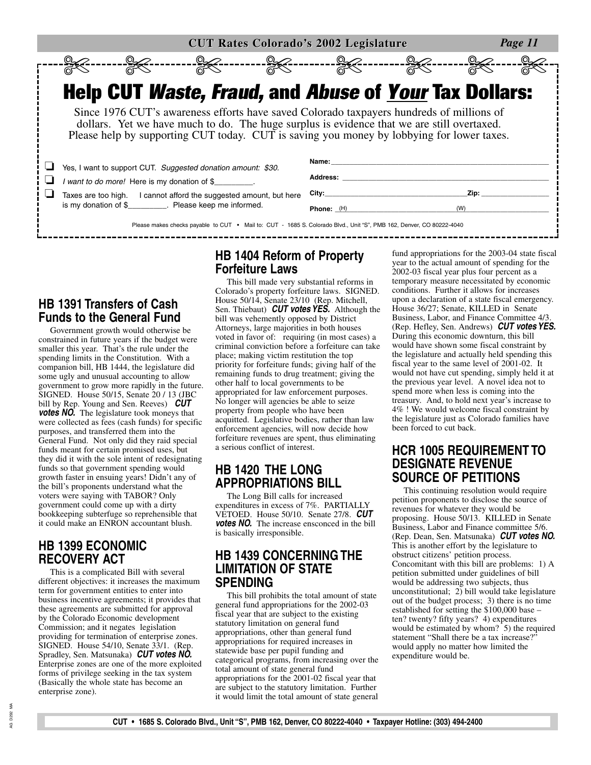# Help CUT *Waste, Fraud,* and *Abuse* of *Your* Tax Dollars:

Since 1976 CUT's awareness efforts have saved Colorado taxpayers hundreds of millions of dollars. Yet we have much to do. The huge surplus is evidence that we are still overtaxed. Please help by supporting CUT today. CUT is saving you money by lobbying for lower taxes.

- ❑ Yes, I want to support CUT. *Suggested donation amount: $30.*
- ❑ *I want to do more!* Here is my donation of $_________.
- ❑ Taxes are too high. I cannot afford the suggested amount, but here is my donation of $_________. Please keep me informed.

**Name:** ____________________

**Address:** ____________________

**City:** ____________________ **Zip:** __________

**Phone:** (H)__________ (W)__________

Please makes checks payable to CUT • Mail to: CUT - 1685 S. Colorado Blvd., Unit "S", PMB 162, Denver, CO 80222-4040

## HB 1391 Transfers of Cash Funds to the General Fund

Government growth would otherwise be constrained in future years if the budget were smaller this year. That's the rule under the spending limits in the Constitution. With a companion bill, HB 1444, the legislature did some ugly and unusual accounting to allow government to grow more rapidly in the future. SIGNED. House 50/15, Senate 20 / 13 (JBC bill by Rep. Young and Sen. Reeves) ***CUT votes NO.*** The legislature took moneys that were collected as fees (cash funds) for specific purposes, and transferred them into the General Fund. Not only did they raid special funds meant for certain promised uses, but they did it with the sole intent of redesignating funds so that government spending would growth faster in ensuing years! Didn't any of the bill's proponents understand what the voters were saying with TABOR? Only government could come up with a dirty bookkeeping subterfuge so reprehensible that it could make an ENRON accountant blush.

## HB 1399 ECONOMIC RECOVERY ACT

This is a complicated Bill with several different objectives: it increases the maximum term for government entities to enter into business incentive agreements; it provides that these agreements are submitted for approval by the Colorado Economic development Commission; and it negates legislation providing for termination of enterprise zones. SIGNED. House 54/10, Senate 33/1. (Rep. Spradley, Sen. Matsunaka) ***CUT votes NO.*** Enterprise zones are one of the more exploited forms of privilege seeking in the tax system (Basically the whole state has become an enterprise zone).

## HB 1404 Reform of Property Forfeiture Laws

This bill made very substantial reforms in Colorado's property forfeiture laws. SIGNED. House 50/14, Senate 23/10 (Rep. Mitchell, Sen. Thiebaut) ***CUT votes YES.*** Although the bill was vehemently opposed by District Attorneys, large majorities in both houses voted in favor of: requiring (in most cases) a criminal conviction before a forfeiture can take place; making victim restitution the top priority for forfeiture funds; giving half of the remaining funds to drug treatment; giving the other half to local governments to be appropriated for law enforcement purposes. No longer will agencies be able to seize property from people who have been acquitted. Legislative bodies, rather than law enforcement agencies, will now decide how forfeiture revenues are spent, thus eliminating a serious conflict of interest.

## HB 1420 THE LONG APPROPRIATIONS BILL

The Long Bill calls for increased expenditures in excess of 7%. PARTIALLY VETOED. House 50/10. Senate 27/8. ***CUT votes NO.*** The increase ensconced in the bill is basically irresponsible.

## HB 1439 CONCERNING THE LIMITATION OF STATE SPENDING

This bill prohibits the total amount of state general fund appropriations for the 2002-03 fiscal year that are subject to the existing statutory limitation on general fund appropriations, other than general fund appropriations for required increases in statewide base per pupil funding and categorical programs, from increasing over the total amount of state general fund appropriations for the 2001-02 fiscal year that are subject to the statutory limitation. Further it would limit the total amount of state general fund appropriations for the 2003-04 state fiscal year to the actual amount of spending for the 2002-03 fiscal year plus four percent as a temporary measure necessitated by economic conditions. Further it allows for increases upon a declaration of a state fiscal emergency. House 36/27; Senate, KILLED in Senate Business, Labor, and Finance Committee 4/3. (Rep. Hefley, Sen. Andrews) ***CUT votes YES.*** During this economic downturn, this bill would have shown some fiscal constraint by the legislature and actually held spending this fiscal year to the same level of 2001-02. It would not have cut spending, simply held it at the previous year level. A novel idea not to spend more when less is coming into the treasury. And, to hold next year's increase to 4% ! We would welcome fiscal constraint by the legislature just as Colorado families have been forced to cut back.

## HCR 1005 REQUIREMENT TO DESIGNATE REVENUE SOURCE OF PETITIONS

This continuing resolution would require petition proponents to disclose the source of revenues for whatever they would be proposing. House 50/13. KILLED in Senate Business, Labor and Finance committee 5/6. (Rep. Dean, Sen. Matsunaka) ***CUT votes NO.*** This is another effort by the legislature to obstruct citizens' petition process. Concomitant with this bill are problems: 1) A petition submitted under guidelines of bill would be addressing two subjects, thus unconstitutional; 2) bill would take legislature out of the budget process; 3) there is no time established for setting the $100,000 base – ten? twenty? fifty years? 4) expenditures would be estimated by whom? 5) the required statement "Shall there be a tax increase?" would apply no matter how limited the expenditure would be.

CUT • 1685 S. Colorado Blvd., Unit "S", PMB 162, Denver, CO 80222-4040 • Taxpayer Hotline: (303) 494-2400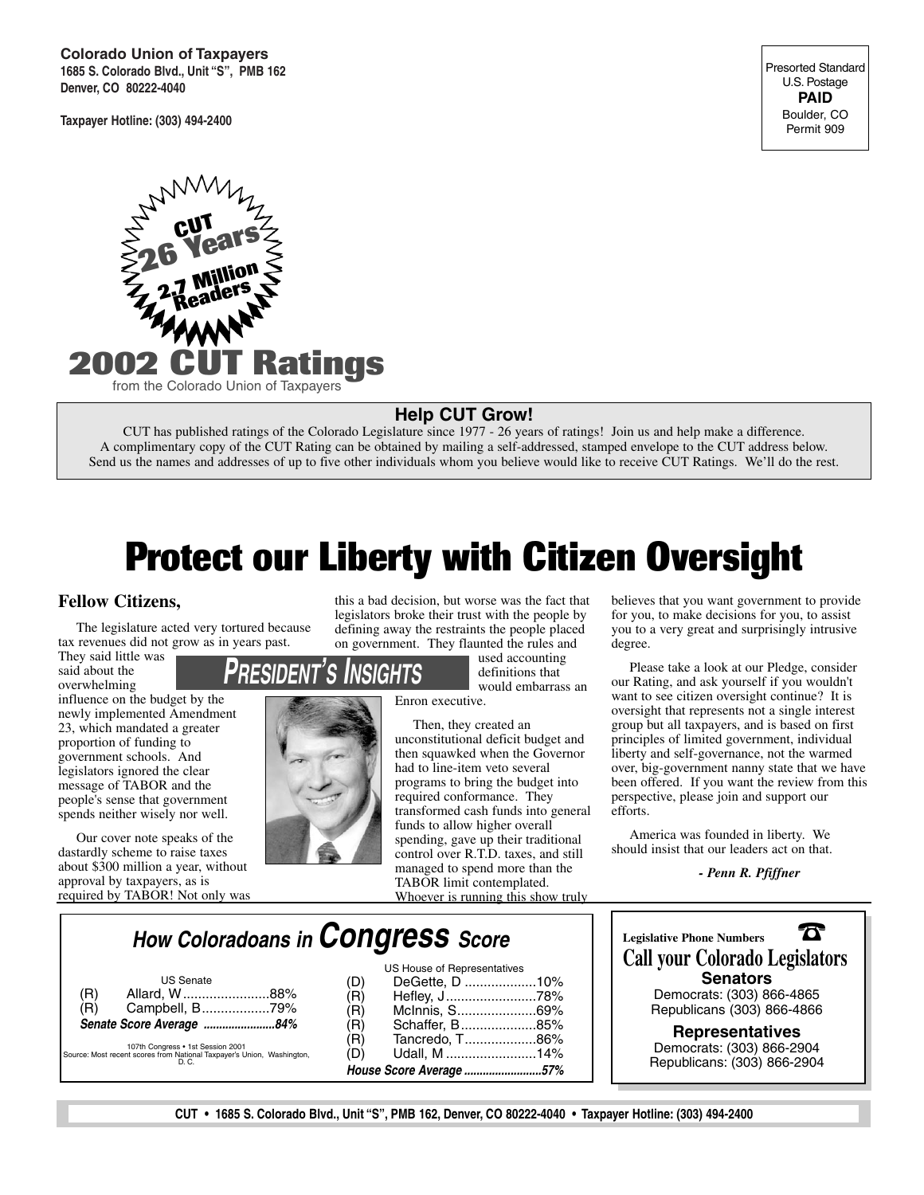**Colorado Union of Taxpayers**
**1685 S. Colorado Blvd., Unit "S", PMB 162**
**Denver, CO 80222-4040**

**Taxpayer Hotline: (303) 494-2400**

Presorted Standard
U.S. Postage
**PAID**
Boulder, CO
Permit 909

CUT
26 Years
2.7 Million Readers

# 2002 CUT Ratings

from the Colorado Union of Taxpayers

**Help CUT Grow!**

CUT has published ratings of the Colorado Legislature since 1977 - 26 years of ratings! Join us and help make a difference. A complimentary copy of the CUT Rating can be obtained by mailing a self-addressed, stamped envelope to the CUT address below. Send us the names and addresses of up to five other individuals whom you believe would like to receive CUT Ratings. We'll do the rest.

# Protect our Liberty with Citizen Oversight

## *President's Insights*

**Fellow Citizens,**

The legislature acted very tortured because tax revenues did not grow as in years past. They said little was said about the overwhelming influence on the budget by the newly implemented Amendment 23, which mandated a greater proportion of funding to government schools. And legislators ignored the clear message of TABOR and the people's sense that government spends neither wisely nor well.

Our cover note speaks of the dastardly scheme to raise taxes about $300 million a year, without approval by taxpayers, as is required by TABOR! Not only was this a bad decision, but worse was the fact that legislators broke their trust with the people by defining away the restraints the people placed on government. They flaunted the rules and used accounting definitions that would embarrass an Enron executive.

Then, they created an unconstitutional deficit budget and then squawked when the Governor had to line-item veto several programs to bring the budget into required conformance. They transformed cash funds into general funds to allow higher overall spending, gave up their traditional control over R.T.D. taxes, and still managed to spend more than the TABOR limit contemplated. Whoever is running this show truly believes that you want government to provide for you, to make decisions for you, to assist you to a very great and surprisingly intrusive degree.

Please take a look at our Pledge, consider our Rating, and ask yourself if you wouldn't want to see citizen oversight continue? It is oversight that represents not a single interest group but all taxpayers, and is based on first principles of limited government, individual liberty and self-governance, not the warmed over, big-government nanny state that we have been offered. If you want the review from this perspective, please join and support our efforts.

America was founded in liberty. We should insist that our leaders act on that.

***- Penn R. Pfiffner***

## *How Coloradoans in Congress Score*

**US Senate**

| | | |
|---|---|---|
| (R) | Allard, W | 88% |
| (R) | Campbell, B | 79% |
| | ***Senate Score Average*** | ***84%*** |

107th Congress • 1st Session 2001
Source: Most recent scores from National Taxpayer's Union, Washington, D. C.

**US House of Representatives**

| | | |
|---|---|---|
| (D) | DeGette, D | 10% |
| (R) | Hefley, J | 78% |
| (R) | McInnis, S | 69% |
| (R) | Schaffer, B | 85% |
| (R) | Tancredo, T | 86% |
| (D) | Udall, M | 14% |
| | ***House Score Average*** | ***57%*** |

**Legislative Phone Numbers**

**Call your Colorado Legislators**

**Senators**
Democrats: (303) 866-4865
Republicans (303) 866-4866

**Representatives**
Democrats: (303) 866-2904
Republicans: (303) 866-2904

**CUT • 1685 S. Colorado Blvd., Unit "S", PMB 162, Denver, CO 80222-4040 • Taxpayer Hotline: (303) 494-2400**